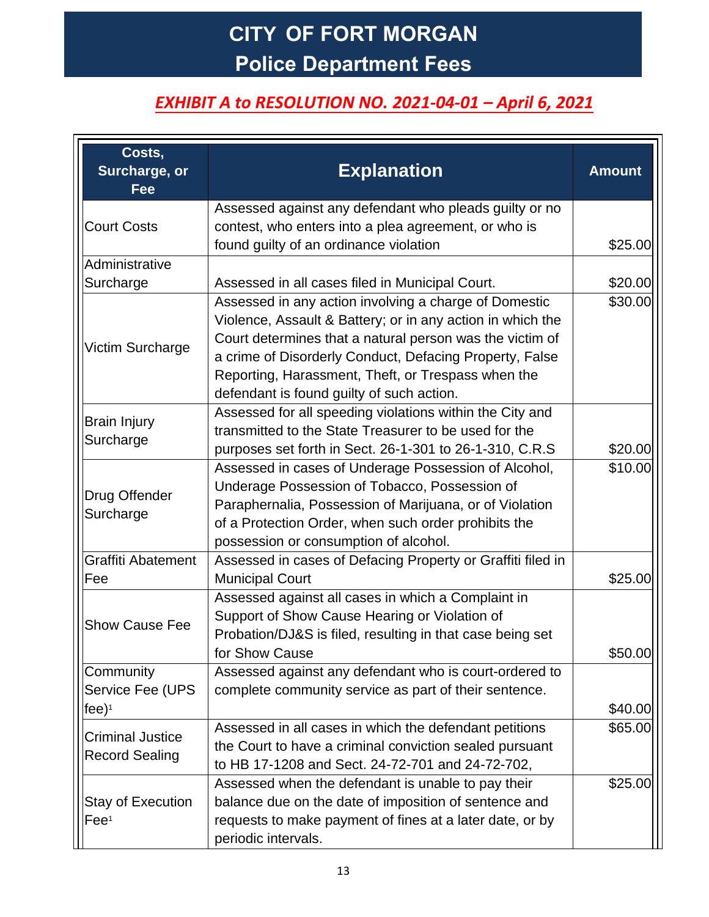# CITY OF FORT MORGAN

## Police Department Fees

***EXHIBIT A to RESOLUTION NO. 2021-04-01 – April 6, 2021***

| Costs, Surcharge, or Fee | Explanation | Amount |
|---|---|---|
| Court Costs | Assessed against any defendant who pleads guilty or no contest, who enters into a plea agreement, or who is found guilty of an ordinance violation | $25.00 |
| Administrative Surcharge | Assessed in all cases filed in Municipal Court. | $20.00 |
| Victim Surcharge | Assessed in any action involving a charge of Domestic Violence, Assault & Battery; or in any action in which the Court determines that a natural person was the victim of a crime of Disorderly Conduct, Defacing Property, False Reporting, Harassment, Theft, or Trespass when the defendant is found guilty of such action. | $30.00 |
| Brain Injury Surcharge | Assessed for all speeding violations within the City and transmitted to the State Treasurer to be used for the purposes set forth in Sect. 26-1-301 to 26-1-310, C.R.S | $20.00 |
| Drug Offender Surcharge | Assessed in cases of Underage Possession of Alcohol, Underage Possession of Tobacco, Possession of Paraphernalia, Possession of Marijuana, or of Violation of a Protection Order, when such order prohibits the possession or consumption of alcohol. | $10.00 |
| Graffiti Abatement Fee | Assessed in cases of Defacing Property or Graffiti filed in Municipal Court | $25.00 |
| Show Cause Fee | Assessed against all cases in which a Complaint in Support of Show Cause Hearing or Violation of Probation/DJ&S is filed, resulting in that case being set for Show Cause | $50.00 |
| Community Service Fee (UPS fee)[1] | Assessed against any defendant who is court-ordered to complete community service as part of their sentence. | $40.00 |
| Criminal Justice Record Sealing | Assessed in all cases in which the defendant petitions the Court to have a criminal conviction sealed pursuant to HB 17-1208 and Sect. 24-72-701 and 24-72-702, | $65.00 |
| Stay of Execution Fee[1] | Assessed when the defendant is unable to pay their balance due on the date of imposition of sentence and requests to make payment of fines at a later date, or by periodic intervals. | $25.00 |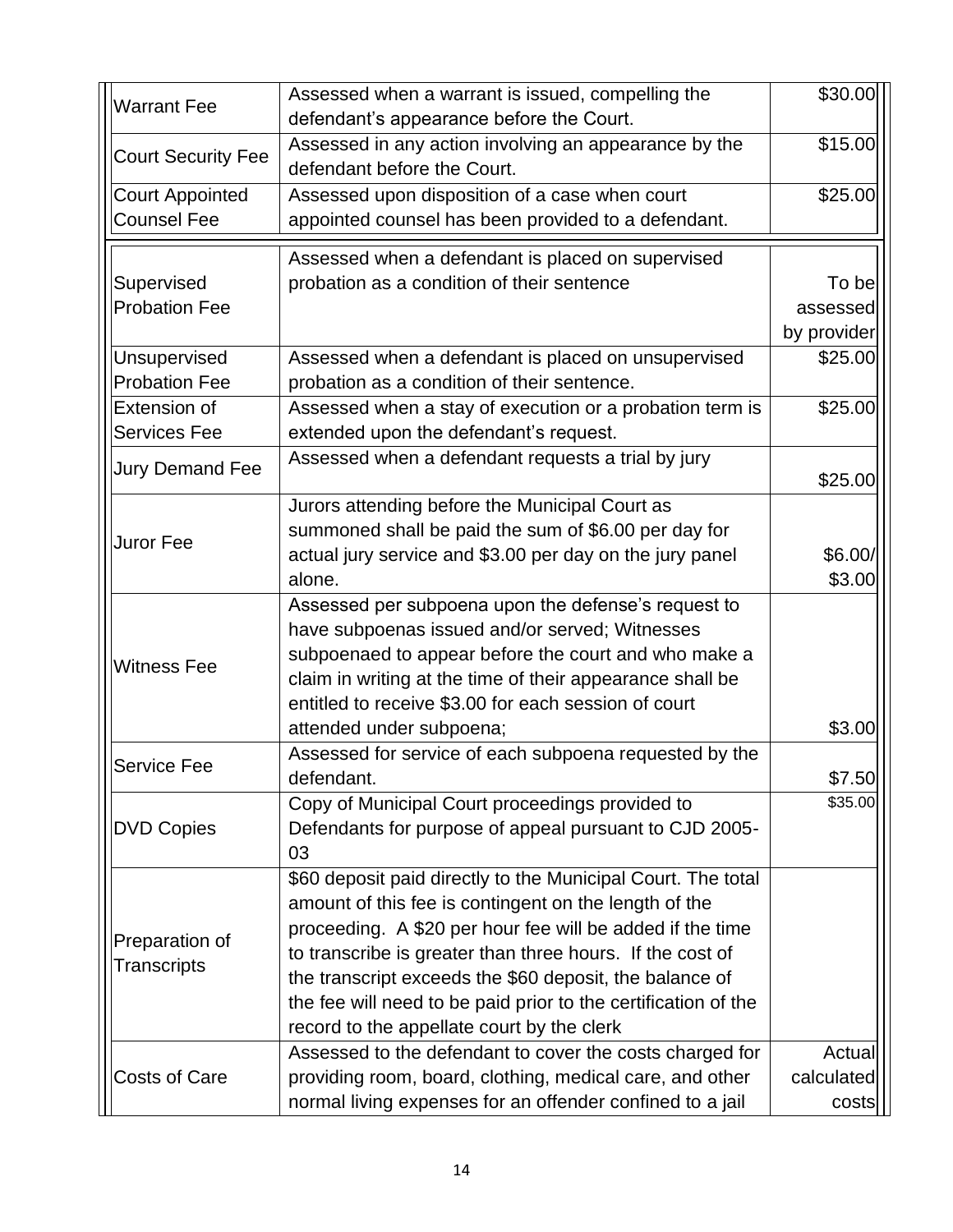| | | |
|---|---|---|
| Warrant Fee | Assessed when a warrant is issued, compelling the defendant's appearance before the Court. | $30.00 |
| Court Security Fee | Assessed in any action involving an appearance by the defendant before the Court. | $15.00 |
| Court Appointed Counsel Fee | Assessed upon disposition of a case when court appointed counsel has been provided to a defendant. | $25.00 |

| | | |
|---|---|---|
| Supervised Probation Fee | Assessed when a defendant is placed on supervised probation as a condition of their sentence | To be assessed by provider |
| Unsupervised Probation Fee | Assessed when a defendant is placed on unsupervised probation as a condition of their sentence. | $25.00 |
| Extension of Services Fee | Assessed when a stay of execution or a probation term is extended upon the defendant's request. | $25.00 |
| Jury Demand Fee | Assessed when a defendant requests a trial by jury | $25.00 |
| Juror Fee | Jurors attending before the Municipal Court as summoned shall be paid the sum of $6.00 per day for actual jury service and $3.00 per day on the jury panel alone. | $6.00/ $3.00 |
| Witness Fee | Assessed per subpoena upon the defense's request to have subpoenas issued and/or served; Witnesses subpoenaed to appear before the court and who make a claim in writing at the time of their appearance shall be entitled to receive $3.00 for each session of court attended under subpoena; | $3.00 |
| Service Fee | Assessed for service of each subpoena requested by the defendant. | $7.50 |
| DVD Copies | Copy of Municipal Court proceedings provided to Defendants for purpose of appeal pursuant to CJD 2005-03 | $35.00 |
| Preparation of Transcripts | $60 deposit paid directly to the Municipal Court. The total amount of this fee is contingent on the length of the proceeding. A $20 per hour fee will be added if the time to transcribe is greater than three hours. If the cost of the transcript exceeds the $60 deposit, the balance of the fee will need to be paid prior to the certification of the record to the appellate court by the clerk | |
| Costs of Care | Assessed to the defendant to cover the costs charged for providing room, board, clothing, medical care, and other normal living expenses for an offender confined to a jail | Actual calculated costs |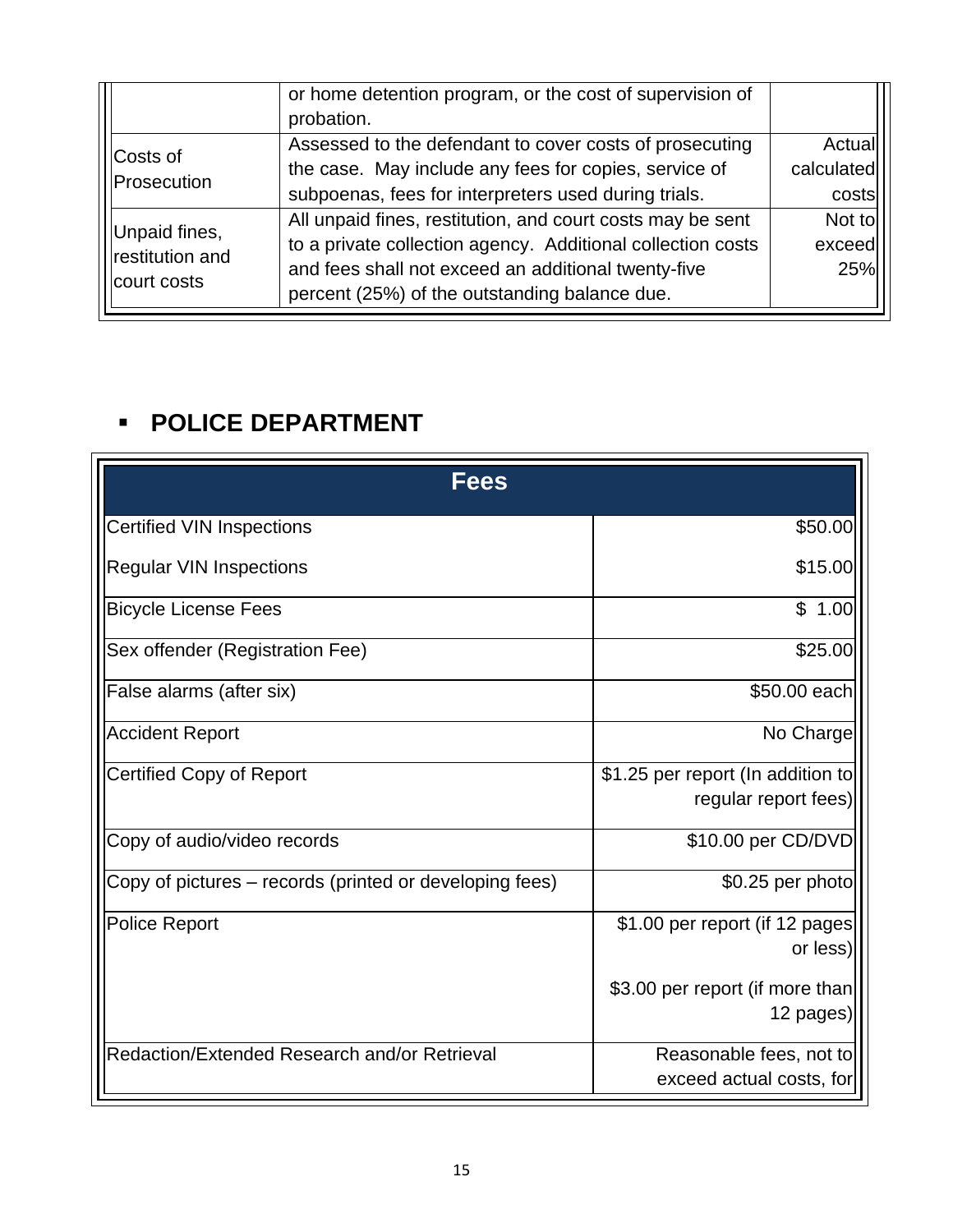| | | |
|---|---|---|
| | or home detention program, or the cost of supervision of probation. | |
| Costs of Prosecution | Assessed to the defendant to cover costs of prosecuting the case. May include any fees for copies, service of subpoenas, fees for interpreters used during trials. | Actual calculated costs |
| Unpaid fines, restitution and court costs | All unpaid fines, restitution, and court costs may be sent to a private collection agency. Additional collection costs and fees shall not exceed an additional twenty-five percent (25%) of the outstanding balance due. | Not to exceed 25% |

## ▪ POLICE DEPARTMENT

| Fees | |
|---|---|
| Certified VIN Inspections | $50.00 |
| Regular VIN Inspections | $15.00 |
| Bicycle License Fees | $ 1.00 |
| Sex offender (Registration Fee) | $25.00 |
| False alarms (after six) | $50.00 each |
| Accident Report | No Charge |
| Certified Copy of Report | $1.25 per report (In addition to regular report fees) |
| Copy of audio/video records | $10.00 per CD/DVD |
| Copy of pictures – records (printed or developing fees) | $0.25 per photo |
| Police Report | $1.00 per report (if 12 pages or less)<br><br>$3.00 per report (if more than 12 pages) |
| Redaction/Extended Research and/or Retrieval | Reasonable fees, not to exceed actual costs, for |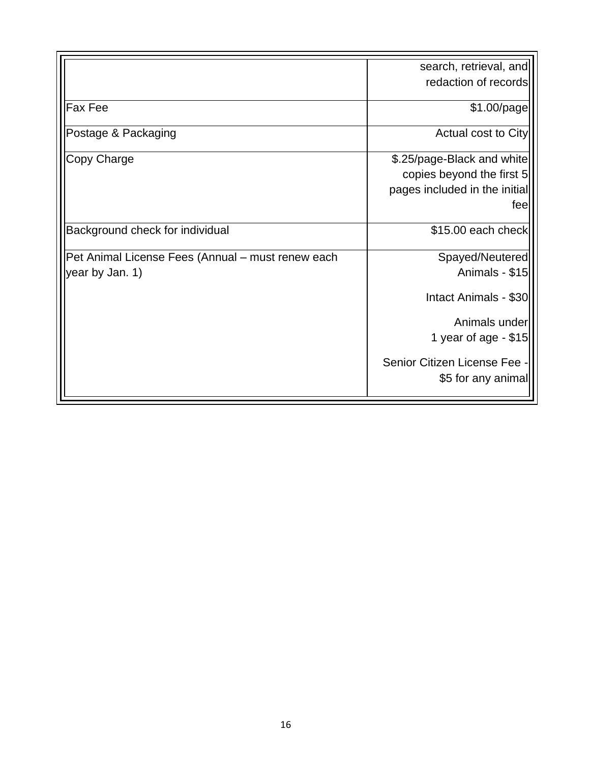| | |
|---|---|
| | search, retrieval, and redaction of records |
| Fax Fee | $1.00/page |
| Postage & Packaging | Actual cost to City |
| Copy Charge | $.25/page-Black and white copies beyond the first 5 pages included in the initial fee |
| Background check for individual | $15.00 each check |
| Pet Animal License Fees (Annual – must renew each year by Jan. 1) | Spayed/Neutered Animals - $15<br><br>Intact Animals - $30<br><br>Animals under 1 year of age - $15<br><br>Senior Citizen License Fee - $5 for any animal |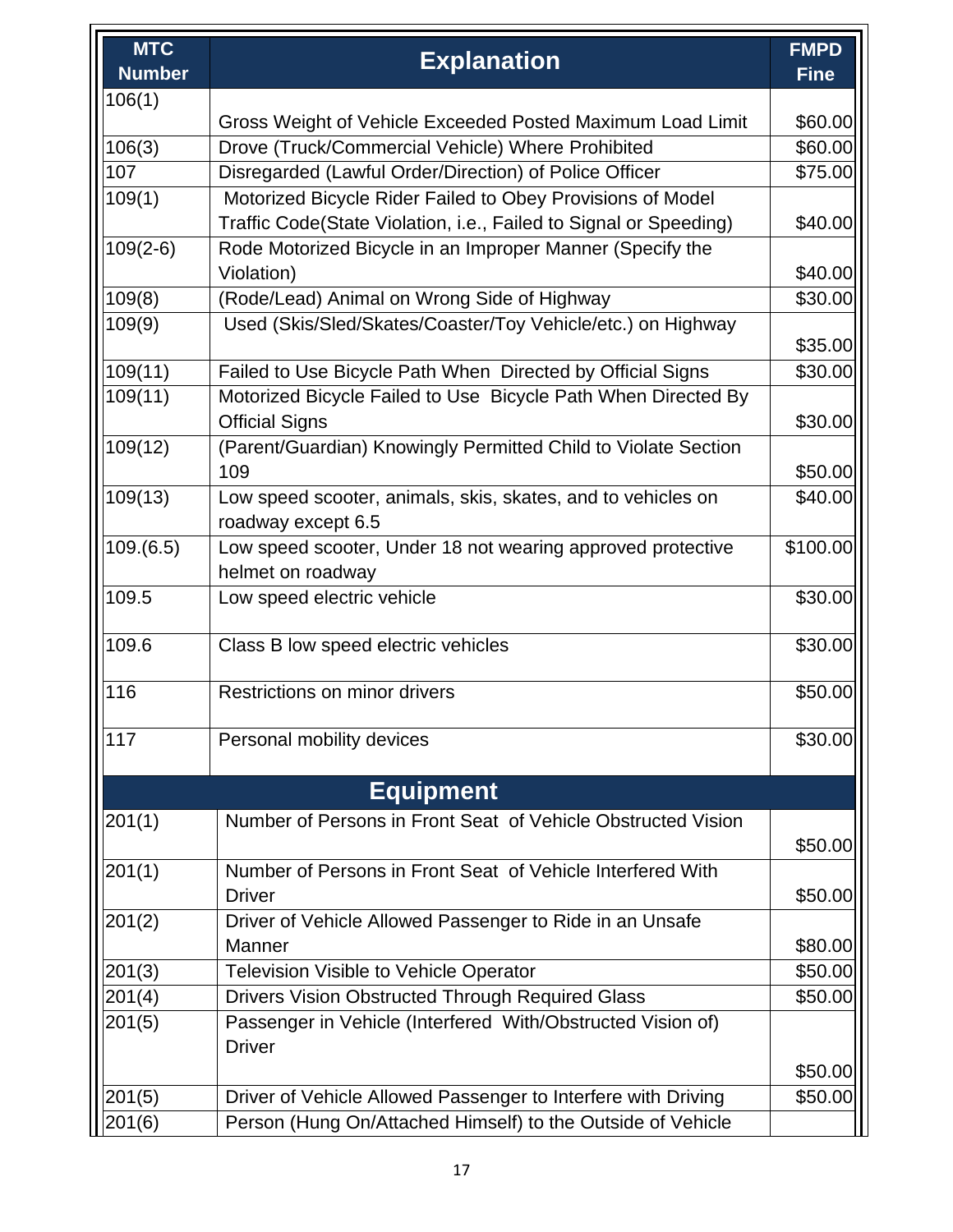| MTC Number | Explanation | FMPD Fine |
| --- | --- | --- |
| 106(1) | Gross Weight of Vehicle Exceeded Posted Maximum Load Limit | $60.00 |
| 106(3) | Drove (Truck/Commercial Vehicle) Where Prohibited | $60.00 |
| 107 | Disregarded (Lawful Order/Direction) of Police Officer | $75.00 |
| 109(1) | Motorized Bicycle Rider Failed to Obey Provisions of Model Traffic Code(State Violation, i.e., Failed to Signal or Speeding) | $40.00 |
| 109(2-6) | Rode Motorized Bicycle in an Improper Manner (Specify the Violation) | $40.00 |
| 109(8) | (Rode/Lead) Animal on Wrong Side of Highway | $30.00 |
| 109(9) | Used (Skis/Sled/Skates/Coaster/Toy Vehicle/etc.) on Highway | $35.00 |
| 109(11) | Failed to Use Bicycle Path When Directed by Official Signs | $30.00 |
| 109(11) | Motorized Bicycle Failed to Use Bicycle Path When Directed By Official Signs | $30.00 |
| 109(12) | (Parent/Guardian) Knowingly Permitted Child to Violate Section 109 | $50.00 |
| 109(13) | Low speed scooter, animals, skis, skates, and to vehicles on roadway except 6.5 | $40.00 |
| 109.(6.5) | Low speed scooter, Under 18 not wearing approved protective helmet on roadway | $100.00 |
| 109.5 | Low speed electric vehicle | $30.00 |
| 109.6 | Class B low speed electric vehicles | $30.00 |
| 116 | Restrictions on minor drivers | $50.00 |
| 117 | Personal mobility devices | $30.00 |
| | **Equipment** | |
| 201(1) | Number of Persons in Front Seat of Vehicle Obstructed Vision | $50.00 |
| 201(1) | Number of Persons in Front Seat of Vehicle Interfered With Driver | $50.00 |
| 201(2) | Driver of Vehicle Allowed Passenger to Ride in an Unsafe Manner | $80.00 |
| 201(3) | Television Visible to Vehicle Operator | $50.00 |
| 201(4) | Drivers Vision Obstructed Through Required Glass | $50.00 |
| 201(5) | Passenger in Vehicle (Interfered With/Obstructed Vision of) Driver | $50.00 |
| 201(5) | Driver of Vehicle Allowed Passenger to Interfere with Driving | $50.00 |
| 201(6) | Person (Hung On/Attached Himself) to the Outside of Vehicle | |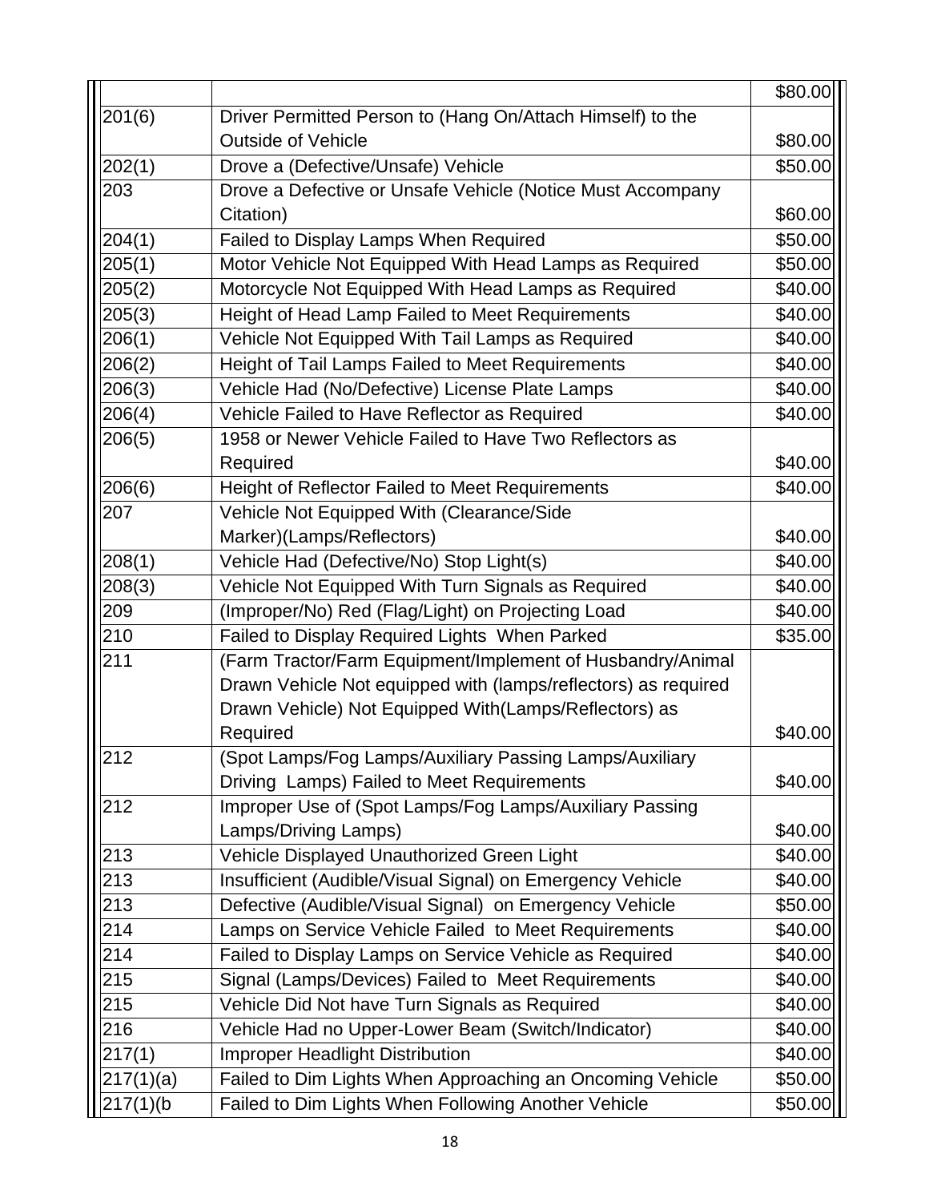| | | |
|---|---|---|
| | | \$80.00 |
| 201(6) | Driver Permitted Person to (Hang On/Attach Himself) to the Outside of Vehicle | \$80.00 |
| 202(1) | Drove a (Defective/Unsafe) Vehicle | \$50.00 |
| 203 | Drove a Defective or Unsafe Vehicle (Notice Must Accompany Citation) | \$60.00 |
| 204(1) | Failed to Display Lamps When Required | \$50.00 |
| 205(1) | Motor Vehicle Not Equipped With Head Lamps as Required | \$50.00 |
| 205(2) | Motorcycle Not Equipped With Head Lamps as Required | \$40.00 |
| 205(3) | Height of Head Lamp Failed to Meet Requirements | \$40.00 |
| 206(1) | Vehicle Not Equipped With Tail Lamps as Required | \$40.00 |
| 206(2) | Height of Tail Lamps Failed to Meet Requirements | \$40.00 |
| 206(3) | Vehicle Had (No/Defective) License Plate Lamps | \$40.00 |
| 206(4) | Vehicle Failed to Have Reflector as Required | \$40.00 |
| 206(5) | 1958 or Newer Vehicle Failed to Have Two Reflectors as Required | \$40.00 |
| 206(6) | Height of Reflector Failed to Meet Requirements | \$40.00 |
| 207 | Vehicle Not Equipped With (Clearance/Side Marker)(Lamps/Reflectors) | \$40.00 |
| 208(1) | Vehicle Had (Defective/No) Stop Light(s) | \$40.00 |
| 208(3) | Vehicle Not Equipped With Turn Signals as Required | \$40.00 |
| 209 | (Improper/No) Red (Flag/Light) on Projecting Load | \$40.00 |
| 210 | Failed to Display Required Lights When Parked | \$35.00 |
| 211 | (Farm Tractor/Farm Equipment/Implement of Husbandry/Animal Drawn Vehicle Not equipped with (lamps/reflectors) as required Drawn Vehicle) Not Equipped With(Lamps/Reflectors) as Required | \$40.00 |
| 212 | (Spot Lamps/Fog Lamps/Auxiliary Passing Lamps/Auxiliary Driving Lamps) Failed to Meet Requirements | \$40.00 |
| 212 | Improper Use of (Spot Lamps/Fog Lamps/Auxiliary Passing Lamps/Driving Lamps) | \$40.00 |
| 213 | Vehicle Displayed Unauthorized Green Light | \$40.00 |
| 213 | Insufficient (Audible/Visual Signal) on Emergency Vehicle | \$40.00 |
| 213 | Defective (Audible/Visual Signal) on Emergency Vehicle | \$50.00 |
| 214 | Lamps on Service Vehicle Failed to Meet Requirements | \$40.00 |
| 214 | Failed to Display Lamps on Service Vehicle as Required | \$40.00 |
| 215 | Signal (Lamps/Devices) Failed to Meet Requirements | \$40.00 |
| 215 | Vehicle Did Not have Turn Signals as Required | \$40.00 |
| 216 | Vehicle Had no Upper-Lower Beam (Switch/Indicator) | \$40.00 |
| 217(1) | Improper Headlight Distribution | \$40.00 |
| 217(1)(a) | Failed to Dim Lights When Approaching an Oncoming Vehicle | \$50.00 |
| 217(1)(b | Failed to Dim Lights When Following Another Vehicle | \$50.00 |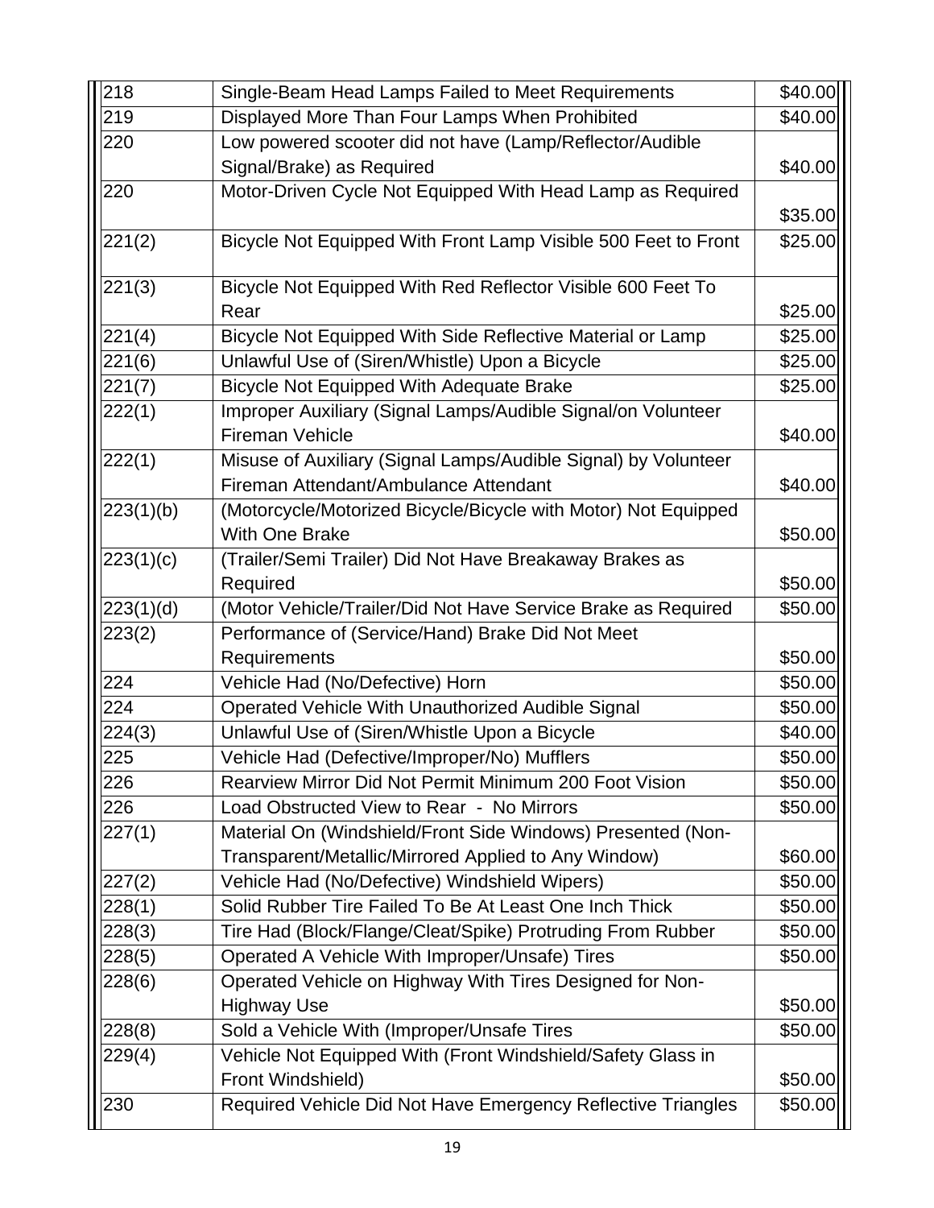| | | |
|---|---|---|
| 218 | Single-Beam Head Lamps Failed to Meet Requirements | $40.00 |
| 219 | Displayed More Than Four Lamps When Prohibited | $40.00 |
| 220 | Low powered scooter did not have (Lamp/Reflector/Audible Signal/Brake) as Required | $40.00 |
| 220 | Motor-Driven Cycle Not Equipped With Head Lamp as Required | $35.00 |
| 221(2) | Bicycle Not Equipped With Front Lamp Visible 500 Feet to Front | $25.00 |
| 221(3) | Bicycle Not Equipped With Red Reflector Visible 600 Feet To Rear | $25.00 |
| 221(4) | Bicycle Not Equipped With Side Reflective Material or Lamp | $25.00 |
| 221(6) | Unlawful Use of (Siren/Whistle) Upon a Bicycle | $25.00 |
| 221(7) | Bicycle Not Equipped With Adequate Brake | $25.00 |
| 222(1) | Improper Auxiliary (Signal Lamps/Audible Signal/on Volunteer Fireman Vehicle | $40.00 |
| 222(1) | Misuse of Auxiliary (Signal Lamps/Audible Signal) by Volunteer Fireman Attendant/Ambulance Attendant | $40.00 |
| 223(1)(b) | (Motorcycle/Motorized Bicycle/Bicycle with Motor) Not Equipped With One Brake | $50.00 |
| 223(1)(c) | (Trailer/Semi Trailer) Did Not Have Breakaway Brakes as Required | $50.00 |
| 223(1)(d) | (Motor Vehicle/Trailer/Did Not Have Service Brake as Required | $50.00 |
| 223(2) | Performance of (Service/Hand) Brake Did Not Meet Requirements | $50.00 |
| 224 | Vehicle Had (No/Defective) Horn | $50.00 |
| 224 | Operated Vehicle With Unauthorized Audible Signal | $50.00 |
| 224(3) | Unlawful Use of (Siren/Whistle Upon a Bicycle | $40.00 |
| 225 | Vehicle Had (Defective/Improper/No) Mufflers | $50.00 |
| 226 | Rearview Mirror Did Not Permit Minimum 200 Foot Vision | $50.00 |
| 226 | Load Obstructed View to Rear - No Mirrors | $50.00 |
| 227(1) | Material On (Windshield/Front Side Windows) Presented (Non-Transparent/Metallic/Mirrored Applied to Any Window) | $60.00 |
| 227(2) | Vehicle Had (No/Defective) Windshield Wipers) | $50.00 |
| 228(1) | Solid Rubber Tire Failed To Be At Least One Inch Thick | $50.00 |
| 228(3) | Tire Had (Block/Flange/Cleat/Spike) Protruding From Rubber | $50.00 |
| 228(5) | Operated A Vehicle With Improper/Unsafe) Tires | $50.00 |
| 228(6) | Operated Vehicle on Highway With Tires Designed for Non-Highway Use | $50.00 |
| 228(8) | Sold a Vehicle With (Improper/Unsafe Tires | $50.00 |
| 229(4) | Vehicle Not Equipped With (Front Windshield/Safety Glass in Front Windshield) | $50.00 |
| 230 | Required Vehicle Did Not Have Emergency Reflective Triangles | $50.00 |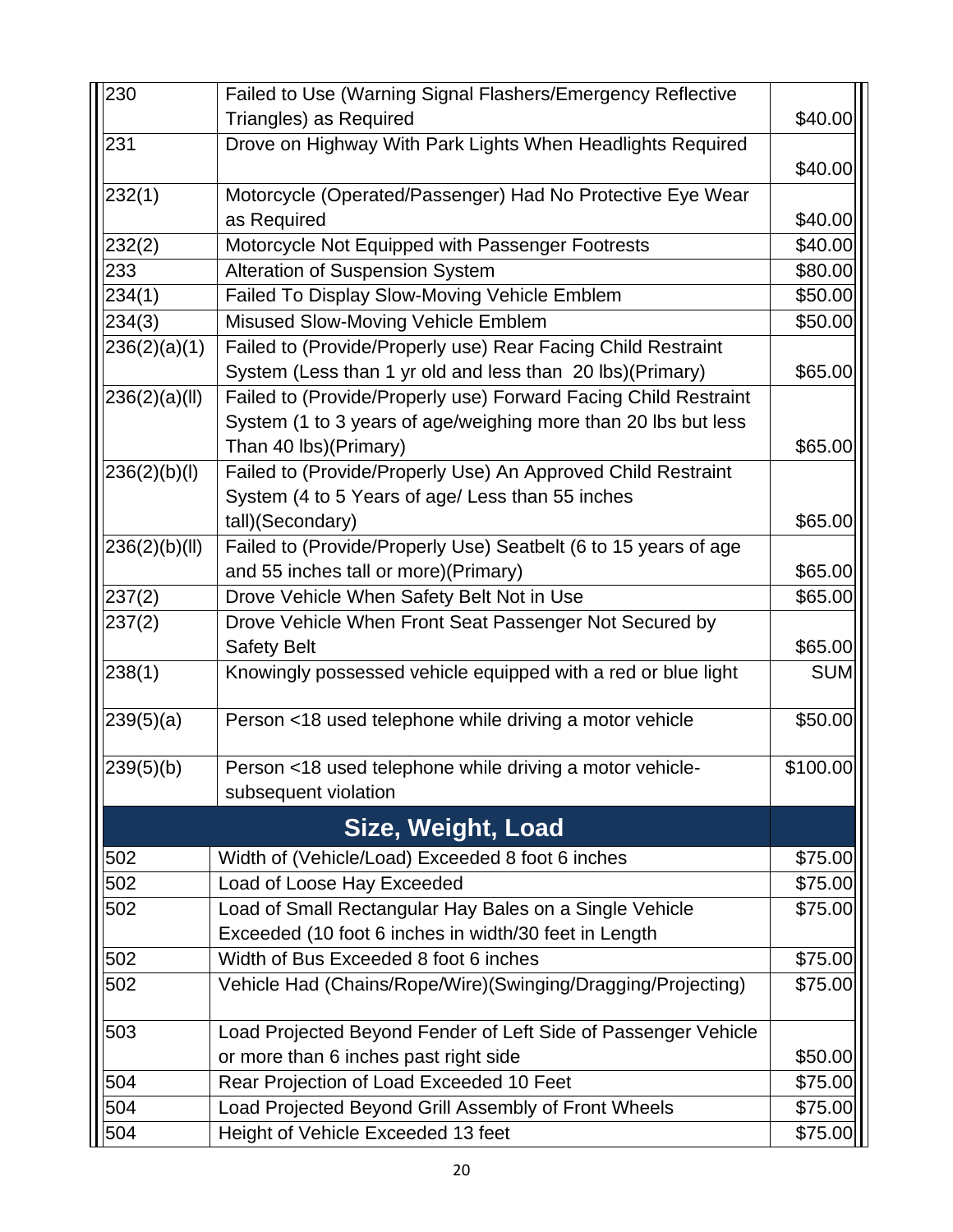| | | |
|---|---|---|
| 230 | Failed to Use (Warning Signal Flashers/Emergency Reflective Triangles) as Required | $40.00 |
| 231 | Drove on Highway With Park Lights When Headlights Required | $40.00 |
| 232(1) | Motorcycle (Operated/Passenger) Had No Protective Eye Wear as Required | $40.00 |
| 232(2) | Motorcycle Not Equipped with Passenger Footrests | $40.00 |
| 233 | Alteration of Suspension System | $80.00 |
| 234(1) | Failed To Display Slow-Moving Vehicle Emblem | $50.00 |
| 234(3) | Misused Slow-Moving Vehicle Emblem | $50.00 |
| 236(2)(a)(1) | Failed to (Provide/Properly use) Rear Facing Child Restraint System (Less than 1 yr old and less than 20 lbs)(Primary) | $65.00 |
| 236(2)(a)(ll) | Failed to (Provide/Properly use) Forward Facing Child Restraint System (1 to 3 years of age/weighing more than 20 lbs but less Than 40 lbs)(Primary) | $65.00 |
| 236(2)(b)(l) | Failed to (Provide/Properly Use) An Approved Child Restraint System (4 to 5 Years of age/ Less than 55 inches tall)(Secondary) | $65.00 |
| 236(2)(b)(ll) | Failed to (Provide/Properly Use) Seatbelt (6 to 15 years of age and 55 inches tall or more)(Primary) | $65.00 |
| 237(2) | Drove Vehicle When Safety Belt Not in Use | $65.00 |
| 237(2) | Drove Vehicle When Front Seat Passenger Not Secured by Safety Belt | $65.00 |
| 238(1) | Knowingly possessed vehicle equipped with a red or blue light | SUM |
| 239(5)(a) | Person <18 used telephone while driving a motor vehicle | $50.00 |
| 239(5)(b) | Person <18 used telephone while driving a motor vehicle-subsequent violation | $100.00 |
| **Size, Weight, Load** | | |
| 502 | Width of (Vehicle/Load) Exceeded 8 foot 6 inches | $75.00 |
| 502 | Load of Loose Hay Exceeded | $75.00 |
| 502 | Load of Small Rectangular Hay Bales on a Single Vehicle Exceeded (10 foot 6 inches in width/30 feet in Length | $75.00 |
| 502 | Width of Bus Exceeded 8 foot 6 inches | $75.00 |
| 502 | Vehicle Had (Chains/Rope/Wire)(Swinging/Dragging/Projecting) | $75.00 |
| 503 | Load Projected Beyond Fender of Left Side of Passenger Vehicle or more than 6 inches past right side | $50.00 |
| 504 | Rear Projection of Load Exceeded 10 Feet | $75.00 |
| 504 | Load Projected Beyond Grill Assembly of Front Wheels | $75.00 |
| 504 | Height of Vehicle Exceeded 13 feet | $75.00 |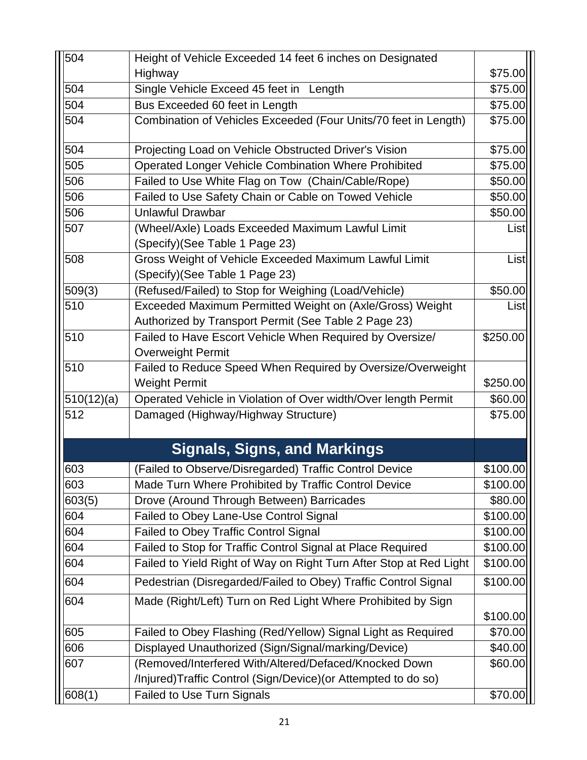| | | |
|---|---|---|
| 504 | Height of Vehicle Exceeded 14 feet 6 inches on Designated Highway | $75.00 |
| 504 | Single Vehicle Exceed 45 feet in Length | $75.00 |
| 504 | Bus Exceeded 60 feet in Length | $75.00 |
| 504 | Combination of Vehicles Exceeded (Four Units/70 feet in Length) | $75.00 |
| 504 | Projecting Load on Vehicle Obstructed Driver's Vision | $75.00 |
| 505 | Operated Longer Vehicle Combination Where Prohibited | $75.00 |
| 506 | Failed to Use White Flag on Tow (Chain/Cable/Rope) | $50.00 |
| 506 | Failed to Use Safety Chain or Cable on Towed Vehicle | $50.00 |
| 506 | Unlawful Drawbar | $50.00 |
| 507 | (Wheel/Axle) Loads Exceeded Maximum Lawful Limit (Specify)(See Table 1 Page 23) | List |
| 508 | Gross Weight of Vehicle Exceeded Maximum Lawful Limit (Specify)(See Table 1 Page 23) | List |
| 509(3) | (Refused/Failed) to Stop for Weighing (Load/Vehicle) | $50.00 |
| 510 | Exceeded Maximum Permitted Weight on (Axle/Gross) Weight Authorized by Transport Permit (See Table 2 Page 23) | List |
| 510 | Failed to Have Escort Vehicle When Required by Oversize/ Overweight Permit | $250.00 |
| 510 | Failed to Reduce Speed When Required by Oversize/Overweight Weight Permit | $250.00 |
| 510(12)(a) | Operated Vehicle in Violation of Over width/Over length Permit | $60.00 |
| 512 | Damaged (Highway/Highway Structure) | $75.00 |
| | **Signals, Signs, and Markings** | |
| 603 | (Failed to Observe/Disregarded) Traffic Control Device | $100.00 |
| 603 | Made Turn Where Prohibited by Traffic Control Device | $100.00 |
| 603(5) | Drove (Around Through Between) Barricades | $80.00 |
| 604 | Failed to Obey Lane-Use Control Signal | $100.00 |
| 604 | Failed to Obey Traffic Control Signal | $100.00 |
| 604 | Failed to Stop for Traffic Control Signal at Place Required | $100.00 |
| 604 | Failed to Yield Right of Way on Right Turn After Stop at Red Light | $100.00 |
| 604 | Pedestrian (Disregarded/Failed to Obey) Traffic Control Signal | $100.00 |
| 604 | Made (Right/Left) Turn on Red Light Where Prohibited by Sign | $100.00 |
| 605 | Failed to Obey Flashing (Red/Yellow) Signal Light as Required | $70.00 |
| 606 | Displayed Unauthorized (Sign/Signal/marking/Device) | $40.00 |
| 607 | (Removed/Interfered With/Altered/Defaced/Knocked Down /Injured)Traffic Control (Sign/Device)(or Attempted to do so) | $60.00 |
| 608(1) | Failed to Use Turn Signals | $70.00 |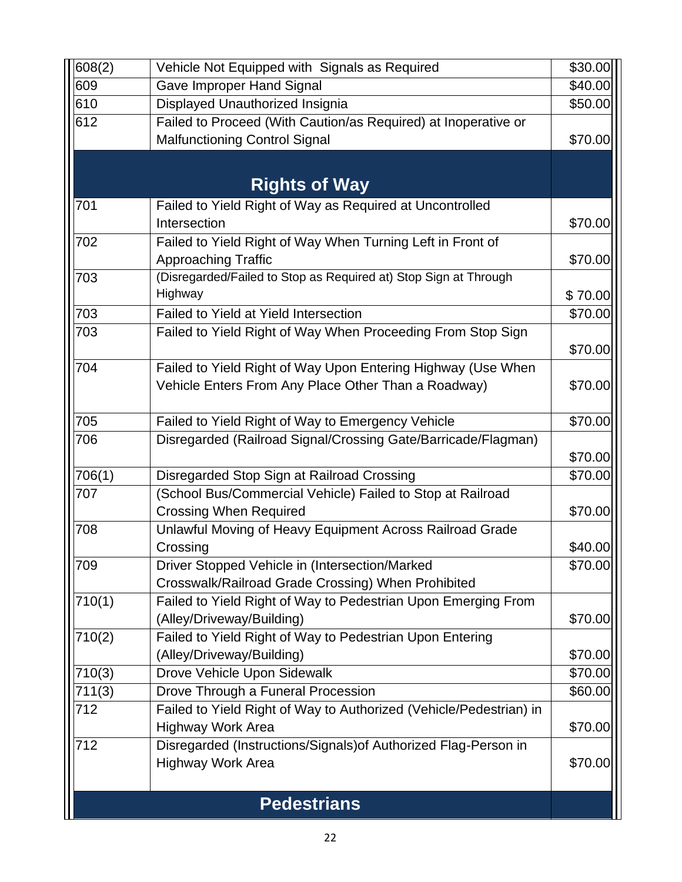| | | |
|---|---|---|
| 608(2) | Vehicle Not Equipped with Signals as Required | $30.00 |
| 609 | Gave Improper Hand Signal | $40.00 |
| 610 | Displayed Unauthorized Insignia | $50.00 |
| 612 | Failed to Proceed (With Caution/as Required) at Inoperative or Malfunctioning Control Signal | $70.00 |
| | **Rights of Way** | |
| 701 | Failed to Yield Right of Way as Required at Uncontrolled Intersection | $70.00 |
| 702 | Failed to Yield Right of Way When Turning Left in Front of Approaching Traffic | $70.00 |
| 703 | (Disregarded/Failed to Stop as Required at) Stop Sign at Through Highway | $ 70.00 |
| 703 | Failed to Yield at Yield Intersection | $70.00 |
| 703 | Failed to Yield Right of Way When Proceeding From Stop Sign | $70.00 |
| 704 | Failed to Yield Right of Way Upon Entering Highway (Use When Vehicle Enters From Any Place Other Than a Roadway) | $70.00 |
| 705 | Failed to Yield Right of Way to Emergency Vehicle | $70.00 |
| 706 | Disregarded (Railroad Signal/Crossing Gate/Barricade/Flagman) | $70.00 |
| 706(1) | Disregarded Stop Sign at Railroad Crossing | $70.00 |
| 707 | (School Bus/Commercial Vehicle) Failed to Stop at Railroad Crossing When Required | $70.00 |
| 708 | Unlawful Moving of Heavy Equipment Across Railroad Grade Crossing | $40.00 |
| 709 | Driver Stopped Vehicle in (Intersection/Marked Crosswalk/Railroad Grade Crossing) When Prohibited | $70.00 |
| 710(1) | Failed to Yield Right of Way to Pedestrian Upon Emerging From (Alley/Driveway/Building) | $70.00 |
| 710(2) | Failed to Yield Right of Way to Pedestrian Upon Entering (Alley/Driveway/Building) | $70.00 |
| 710(3) | Drove Vehicle Upon Sidewalk | $70.00 |
| 711(3) | Drove Through a Funeral Procession | $60.00 |
| 712 | Failed to Yield Right of Way to Authorized (Vehicle/Pedestrian) in Highway Work Area | $70.00 |
| 712 | Disregarded (Instructions/Signals)of Authorized Flag-Person in Highway Work Area | $70.00 |
| | **Pedestrians** | |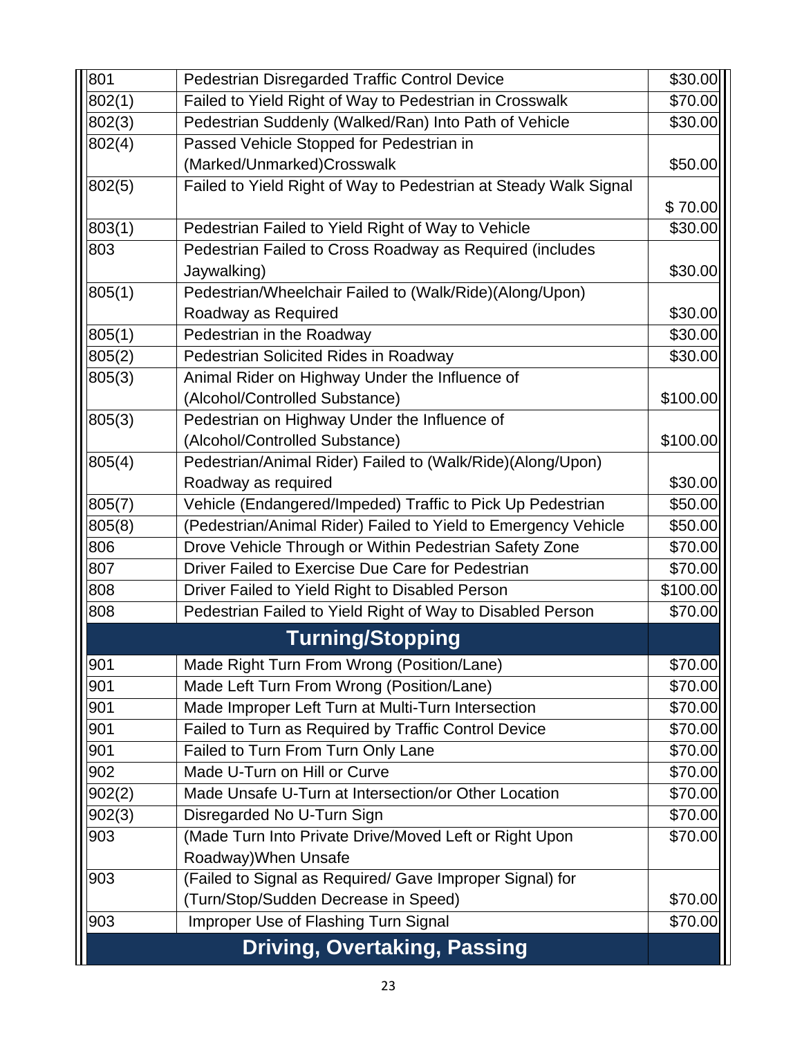| | | |
|---|---|---|
| 801 | Pedestrian Disregarded Traffic Control Device | $30.00 |
| 802(1) | Failed to Yield Right of Way to Pedestrian in Crosswalk | $70.00 |
| 802(3) | Pedestrian Suddenly (Walked/Ran) Into Path of Vehicle | $30.00 |
| 802(4) | Passed Vehicle Stopped for Pedestrian in (Marked/Unmarked)Crosswalk | $50.00 |
| 802(5) | Failed to Yield Right of Way to Pedestrian at Steady Walk Signal | $ 70.00 |
| 803(1) | Pedestrian Failed to Yield Right of Way to Vehicle | $30.00 |
| 803 | Pedestrian Failed to Cross Roadway as Required (includes Jaywalking) | $30.00 |
| 805(1) | Pedestrian/Wheelchair Failed to (Walk/Ride)(Along/Upon) Roadway as Required | $30.00 |
| 805(1) | Pedestrian in the Roadway | $30.00 |
| 805(2) | Pedestrian Solicited Rides in Roadway | $30.00 |
| 805(3) | Animal Rider on Highway Under the Influence of (Alcohol/Controlled Substance) | $100.00 |
| 805(3) | Pedestrian on Highway Under the Influence of (Alcohol/Controlled Substance) | $100.00 |
| 805(4) | Pedestrian/Animal Rider) Failed to (Walk/Ride)(Along/Upon) Roadway as required | $30.00 |
| 805(7) | Vehicle (Endangered/Impeded) Traffic to Pick Up Pedestrian | $50.00 |
| 805(8) | (Pedestrian/Animal Rider) Failed to Yield to Emergency Vehicle | $50.00 |
| 806 | Drove Vehicle Through or Within Pedestrian Safety Zone | $70.00 |
| 807 | Driver Failed to Exercise Due Care for Pedestrian | $70.00 |
| 808 | Driver Failed to Yield Right to Disabled Person | $100.00 |
| 808 | Pedestrian Failed to Yield Right of Way to Disabled Person | $70.00 |
| | **Turning/Stopping** | |
| 901 | Made Right Turn From Wrong (Position/Lane) | $70.00 |
| 901 | Made Left Turn From Wrong (Position/Lane) | $70.00 |
| 901 | Made Improper Left Turn at Multi-Turn Intersection | $70.00 |
| 901 | Failed to Turn as Required by Traffic Control Device | $70.00 |
| 901 | Failed to Turn From Turn Only Lane | $70.00 |
| 902 | Made U-Turn on Hill or Curve | $70.00 |
| 902(2) | Made Unsafe U-Turn at Intersection/or Other Location | $70.00 |
| 902(3) | Disregarded No U-Turn Sign | $70.00 |
| 903 | (Made Turn Into Private Drive/Moved Left or Right Upon Roadway)When Unsafe | $70.00 |
| 903 | (Failed to Signal as Required/ Gave Improper Signal) for (Turn/Stop/Sudden Decrease in Speed) | $70.00 |
| 903 | Improper Use of Flashing Turn Signal | $70.00 |
| | **Driving, Overtaking, Passing** | |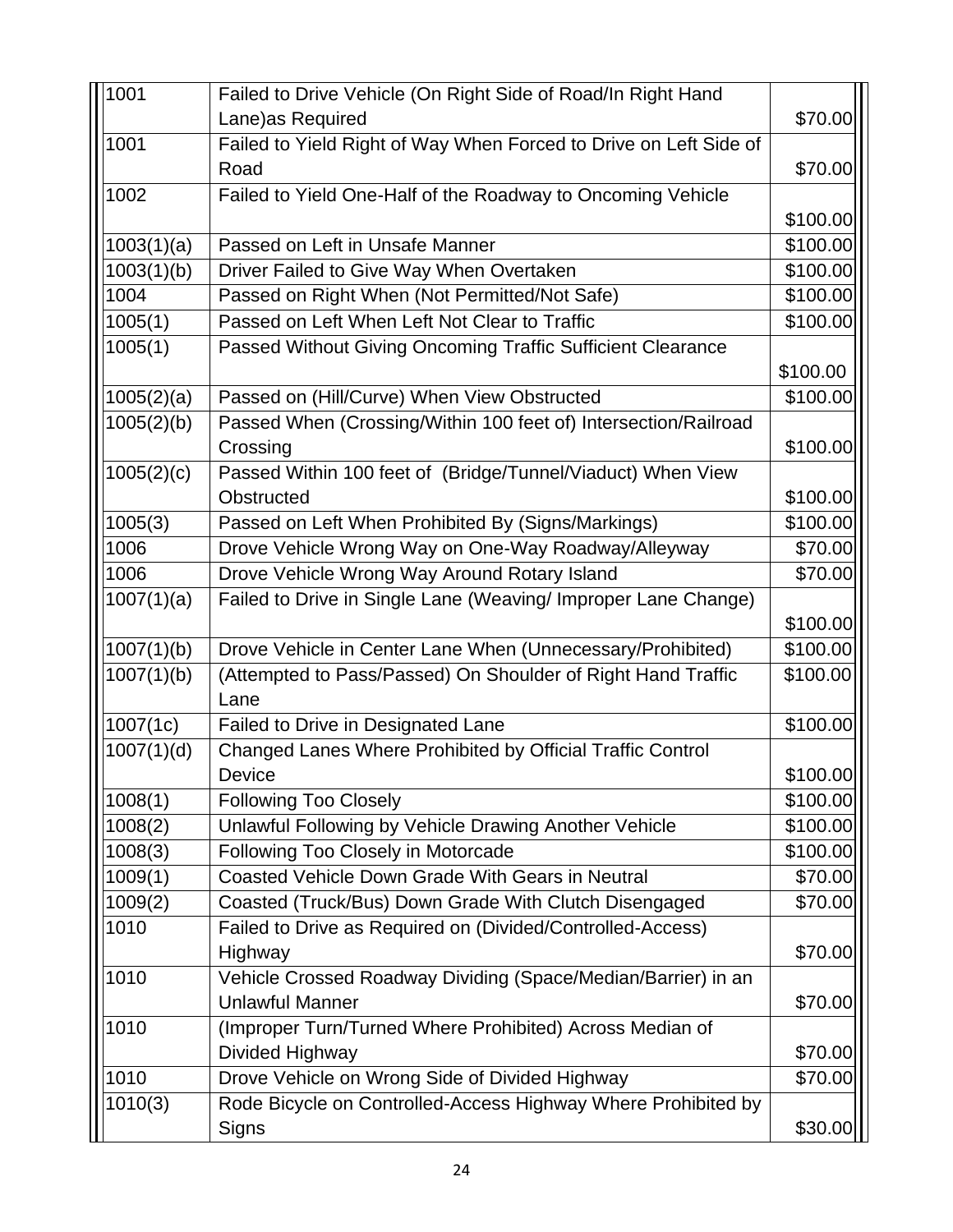| | | |
|---|---|---|
| 1001 | Failed to Drive Vehicle (On Right Side of Road/In Right Hand Lane)as Required | $70.00 |
| 1001 | Failed to Yield Right of Way When Forced to Drive on Left Side of Road | $70.00 |
| 1002 | Failed to Yield One-Half of the Roadway to Oncoming Vehicle | $100.00 |
| 1003(1)(a) | Passed on Left in Unsafe Manner | $100.00 |
| 1003(1)(b) | Driver Failed to Give Way When Overtaken | $100.00 |
| 1004 | Passed on Right When (Not Permitted/Not Safe) | $100.00 |
| 1005(1) | Passed on Left When Left Not Clear to Traffic | $100.00 |
| 1005(1) | Passed Without Giving Oncoming Traffic Sufficient Clearance | $100.00 |
| 1005(2)(a) | Passed on (Hill/Curve) When View Obstructed | $100.00 |
| 1005(2)(b) | Passed When (Crossing/Within 100 feet of) Intersection/Railroad Crossing | $100.00 |
| 1005(2)(c) | Passed Within 100 feet of (Bridge/Tunnel/Viaduct) When View Obstructed | $100.00 |
| 1005(3) | Passed on Left When Prohibited By (Signs/Markings) | $100.00 |
| 1006 | Drove Vehicle Wrong Way on One-Way Roadway/Alleyway | $70.00 |
| 1006 | Drove Vehicle Wrong Way Around Rotary Island | $70.00 |
| 1007(1)(a) | Failed to Drive in Single Lane (Weaving/ Improper Lane Change) | $100.00 |
| 1007(1)(b) | Drove Vehicle in Center Lane When (Unnecessary/Prohibited) | $100.00 |
| 1007(1)(b) | (Attempted to Pass/Passed) On Shoulder of Right Hand Traffic Lane | $100.00 |
| 1007(1c) | Failed to Drive in Designated Lane | $100.00 |
| 1007(1)(d) | Changed Lanes Where Prohibited by Official Traffic Control Device | $100.00 |
| 1008(1) | Following Too Closely | $100.00 |
| 1008(2) | Unlawful Following by Vehicle Drawing Another Vehicle | $100.00 |
| 1008(3) | Following Too Closely in Motorcade | $100.00 |
| 1009(1) | Coasted Vehicle Down Grade With Gears in Neutral | $70.00 |
| 1009(2) | Coasted (Truck/Bus) Down Grade With Clutch Disengaged | $70.00 |
| 1010 | Failed to Drive as Required on (Divided/Controlled-Access) Highway | $70.00 |
| 1010 | Vehicle Crossed Roadway Dividing (Space/Median/Barrier) in an Unlawful Manner | $70.00 |
| 1010 | (Improper Turn/Turned Where Prohibited) Across Median of Divided Highway | $70.00 |
| 1010 | Drove Vehicle on Wrong Side of Divided Highway | $70.00 |
| 1010(3) | Rode Bicycle on Controlled-Access Highway Where Prohibited by Signs | $30.00 |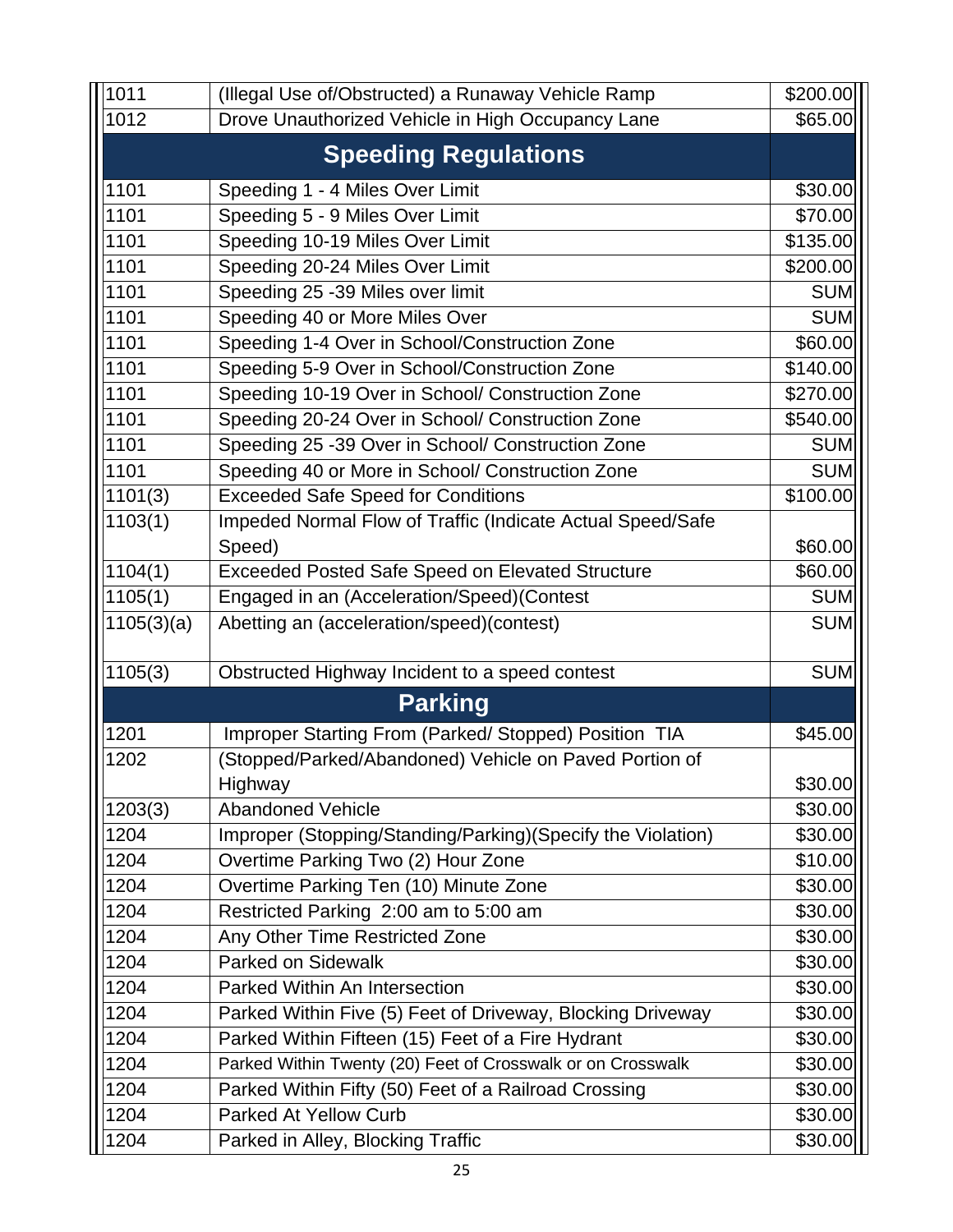| | | |
|---|---|---|
| 1011 | (Illegal Use of/Obstructed) a Runaway Vehicle Ramp | $200.00 |
| 1012 | Drove Unauthorized Vehicle in High Occupancy Lane | $65.00 |
| **Speeding Regulations** | | |
| 1101 | Speeding 1 - 4 Miles Over Limit | $30.00 |
| 1101 | Speeding 5 - 9 Miles Over Limit | $70.00 |
| 1101 | Speeding 10-19 Miles Over Limit | $135.00 |
| 1101 | Speeding 20-24 Miles Over Limit | $200.00 |
| 1101 | Speeding 25 -39 Miles over limit | SUM |
| 1101 | Speeding 40 or More Miles Over | SUM |
| 1101 | Speeding 1-4 Over in School/Construction Zone | $60.00 |
| 1101 | Speeding 5-9 Over in School/Construction Zone | $140.00 |
| 1101 | Speeding 10-19 Over in School/ Construction Zone | $270.00 |
| 1101 | Speeding 20-24 Over in School/ Construction Zone | $540.00 |
| 1101 | Speeding 25 -39 Over in School/ Construction Zone | SUM |
| 1101 | Speeding 40 or More in School/ Construction Zone | SUM |
| 1101(3) | Exceeded Safe Speed for Conditions | $100.00 |
| 1103(1) | Impeded Normal Flow of Traffic (Indicate Actual Speed/Safe Speed) | $60.00 |
| 1104(1) | Exceeded Posted Safe Speed on Elevated Structure | $60.00 |
| 1105(1) | Engaged in an (Acceleration/Speed)(Contest | SUM |
| 1105(3)(a) | Abetting an (acceleration/speed)(contest) | SUM |
| 1105(3) | Obstructed Highway Incident to a speed contest | SUM |
| **Parking** | | |
| 1201 | Improper Starting From (Parked/ Stopped) Position TIA | $45.00 |
| 1202 | (Stopped/Parked/Abandoned) Vehicle on Paved Portion of Highway | $30.00 |
| 1203(3) | Abandoned Vehicle | $30.00 |
| 1204 | Improper (Stopping/Standing/Parking)(Specify the Violation) | $30.00 |
| 1204 | Overtime Parking Two (2) Hour Zone | $10.00 |
| 1204 | Overtime Parking Ten (10) Minute Zone | $30.00 |
| 1204 | Restricted Parking 2:00 am to 5:00 am | $30.00 |
| 1204 | Any Other Time Restricted Zone | $30.00 |
| 1204 | Parked on Sidewalk | $30.00 |
| 1204 | Parked Within An Intersection | $30.00 |
| 1204 | Parked Within Five (5) Feet of Driveway, Blocking Driveway | $30.00 |
| 1204 | Parked Within Fifteen (15) Feet of a Fire Hydrant | $30.00 |
| 1204 | Parked Within Twenty (20) Feet of Crosswalk or on Crosswalk | $30.00 |
| 1204 | Parked Within Fifty (50) Feet of a Railroad Crossing | $30.00 |
| 1204 | Parked At Yellow Curb | $30.00 |
| 1204 | Parked in Alley, Blocking Traffic | $30.00 |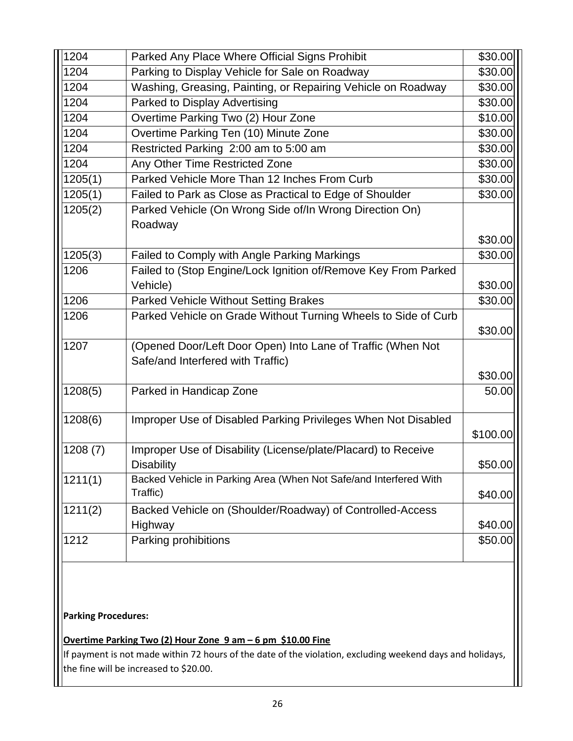| | | |
|---|---|---|
| 1204 | Parked Any Place Where Official Signs Prohibit | $30.00 |
| 1204 | Parking to Display Vehicle for Sale on Roadway | $30.00 |
| 1204 | Washing, Greasing, Painting, or Repairing Vehicle on Roadway | $30.00 |
| 1204 | Parked to Display Advertising | $30.00 |
| 1204 | Overtime Parking Two (2) Hour Zone | $10.00 |
| 1204 | Overtime Parking Ten (10) Minute Zone | $30.00 |
| 1204 | Restricted Parking 2:00 am to 5:00 am | $30.00 |
| 1204 | Any Other Time Restricted Zone | $30.00 |
| 1205(1) | Parked Vehicle More Than 12 Inches From Curb | $30.00 |
| 1205(1) | Failed to Park as Close as Practical to Edge of Shoulder | $30.00 |
| 1205(2) | Parked Vehicle (On Wrong Side of/In Wrong Direction On) Roadway | $30.00 |
| 1205(3) | Failed to Comply with Angle Parking Markings | $30.00 |
| 1206 | Failed to (Stop Engine/Lock Ignition of/Remove Key From Parked Vehicle) | $30.00 |
| 1206 | Parked Vehicle Without Setting Brakes | $30.00 |
| 1206 | Parked Vehicle on Grade Without Turning Wheels to Side of Curb | $30.00 |
| 1207 | (Opened Door/Left Door Open) Into Lane of Traffic (When Not Safe/and Interfered with Traffic) | $30.00 |
| 1208(5) | Parked in Handicap Zone | 50.00 |
| 1208(6) | Improper Use of Disabled Parking Privileges When Not Disabled | $100.00 |
| 1208 (7) | Improper Use of Disability (License/plate/Placard) to Receive Disability | $50.00 |
| 1211(1) | Backed Vehicle in Parking Area (When Not Safe/and Interfered With Traffic) | $40.00 |
| 1211(2) | Backed Vehicle on (Shoulder/Roadway) of Controlled-Access Highway | $40.00 |
| 1212 | Parking prohibitions | $50.00 |

**Parking Procedures:**

**Overtime Parking Two (2) Hour Zone 9 am – 6 pm $10.00 Fine**

If payment is not made within 72 hours of the date of the violation, excluding weekend days and holidays, the fine will be increased to $20.00.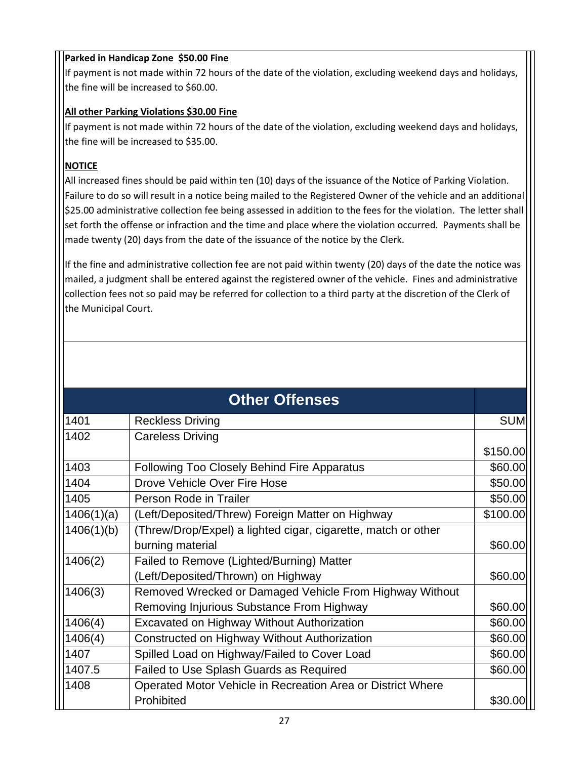**Parked in Handicap Zone $50.00 Fine**

If payment is not made within 72 hours of the date of the violation, excluding weekend days and holidays, the fine will be increased to $60.00.

**All other Parking Violations $30.00 Fine**

If payment is not made within 72 hours of the date of the violation, excluding weekend days and holidays, the fine will be increased to $35.00.

**NOTICE**

All increased fines should be paid within ten (10) days of the issuance of the Notice of Parking Violation. Failure to do so will result in a notice being mailed to the Registered Owner of the vehicle and an additional $25.00 administrative collection fee being assessed in addition to the fees for the violation. The letter shall set forth the offense or infraction and the time and place where the violation occurred. Payments shall be made twenty (20) days from the date of the issuance of the notice by the Clerk.

If the fine and administrative collection fee are not paid within twenty (20) days of the date the notice was mailed, a judgment shall be entered against the registered owner of the vehicle. Fines and administrative collection fees not so paid may be referred for collection to a third party at the discretion of the Clerk of the Municipal Court.

| Other Offenses | | |
|---|---|---|
| 1401 | Reckless Driving | SUM |
| 1402 | Careless Driving | $150.00 |
| 1403 | Following Too Closely Behind Fire Apparatus | $60.00 |
| 1404 | Drove Vehicle Over Fire Hose | $50.00 |
| 1405 | Person Rode in Trailer | $50.00 |
| 1406(1)(a) | (Left/Deposited/Threw) Foreign Matter on Highway | $100.00 |
| 1406(1)(b) | (Threw/Drop/Expel) a lighted cigar, cigarette, match or other burning material | $60.00 |
| 1406(2) | Failed to Remove (Lighted/Burning) Matter (Left/Deposited/Thrown) on Highway | $60.00 |
| 1406(3) | Removed Wrecked or Damaged Vehicle From Highway Without Removing Injurious Substance From Highway | $60.00 |
| 1406(4) | Excavated on Highway Without Authorization | $60.00 |
| 1406(4) | Constructed on Highway Without Authorization | $60.00 |
| 1407 | Spilled Load on Highway/Failed to Cover Load | $60.00 |
| 1407.5 | Failed to Use Splash Guards as Required | $60.00 |
| 1408 | Operated Motor Vehicle in Recreation Area or District Where Prohibited | $30.00 |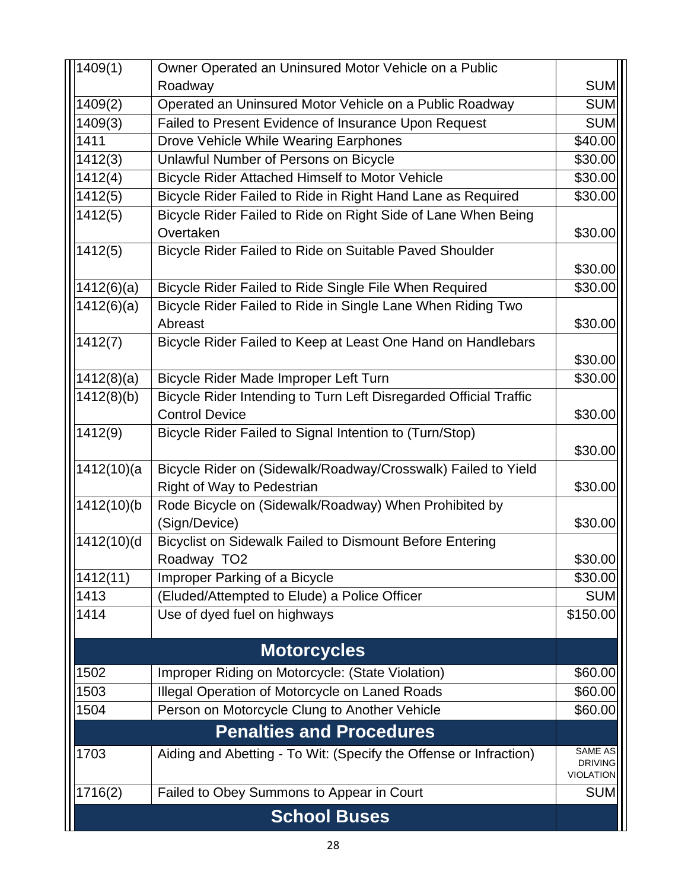| | | |
|---|---|---|
| 1409(1) | Owner Operated an Uninsured Motor Vehicle on a Public Roadway | SUM |
| 1409(2) | Operated an Uninsured Motor Vehicle on a Public Roadway | SUM |
| 1409(3) | Failed to Present Evidence of Insurance Upon Request | SUM |
| 1411 | Drove Vehicle While Wearing Earphones | $40.00 |
| 1412(3) | Unlawful Number of Persons on Bicycle | $30.00 |
| 1412(4) | Bicycle Rider Attached Himself to Motor Vehicle | $30.00 |
| 1412(5) | Bicycle Rider Failed to Ride in Right Hand Lane as Required | $30.00 |
| 1412(5) | Bicycle Rider Failed to Ride on Right Side of Lane When Being Overtaken | $30.00 |
| 1412(5) | Bicycle Rider Failed to Ride on Suitable Paved Shoulder | $30.00 |
| 1412(6)(a) | Bicycle Rider Failed to Ride Single File When Required | $30.00 |
| 1412(6)(a) | Bicycle Rider Failed to Ride in Single Lane When Riding Two Abreast | $30.00 |
| 1412(7) | Bicycle Rider Failed to Keep at Least One Hand on Handlebars | $30.00 |
| 1412(8)(a) | Bicycle Rider Made Improper Left Turn | $30.00 |
| 1412(8)(b) | Bicycle Rider Intending to Turn Left Disregarded Official Traffic Control Device | $30.00 |
| 1412(9) | Bicycle Rider Failed to Signal Intention to (Turn/Stop) | $30.00 |
| 1412(10)(a | Bicycle Rider on (Sidewalk/Roadway/Crosswalk) Failed to Yield Right of Way to Pedestrian | $30.00 |
| 1412(10)(b | Rode Bicycle on (Sidewalk/Roadway) When Prohibited by (Sign/Device) | $30.00 |
| 1412(10)(d | Bicyclist on Sidewalk Failed to Dismount Before Entering Roadway TO2 | $30.00 |
| 1412(11) | Improper Parking of a Bicycle | $30.00 |
| 1413 | (Eluded/Attempted to Elude) a Police Officer | SUM |
| 1414 | Use of dyed fuel on highways | $150.00 |
| | **Motorcycles** | |
| 1502 | Improper Riding on Motorcycle: (State Violation) | $60.00 |
| 1503 | Illegal Operation of Motorcycle on Laned Roads | $60.00 |
| 1504 | Person on Motorcycle Clung to Another Vehicle | $60.00 |
| | **Penalties and Procedures** | |
| 1703 | Aiding and Abetting - To Wit: (Specify the Offense or Infraction) | SAME AS DRIVING VIOLATION |
| 1716(2) | Failed to Obey Summons to Appear in Court | SUM |
| | **School Buses** | |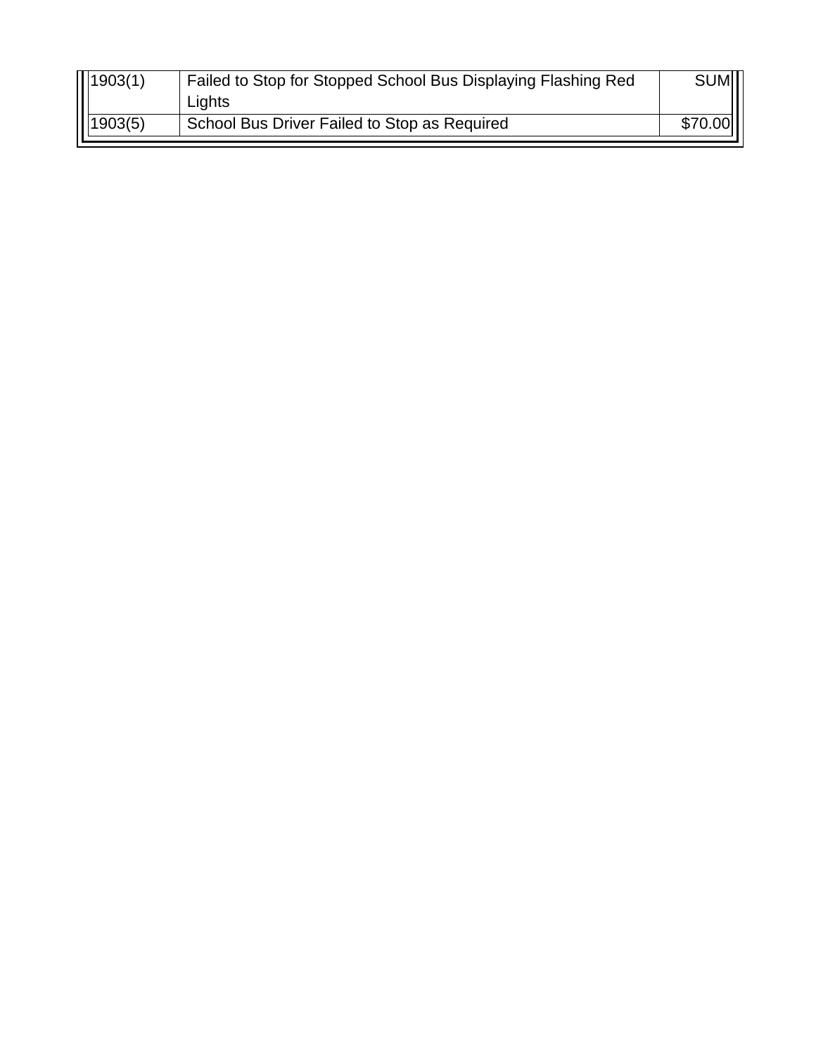| | | |
|---|---|---|
| 1903(1) | Failed to Stop for Stopped School Bus Displaying Flashing Red Lights | SUM |
| 1903(5) | School Bus Driver Failed to Stop as Required | $70.00 |